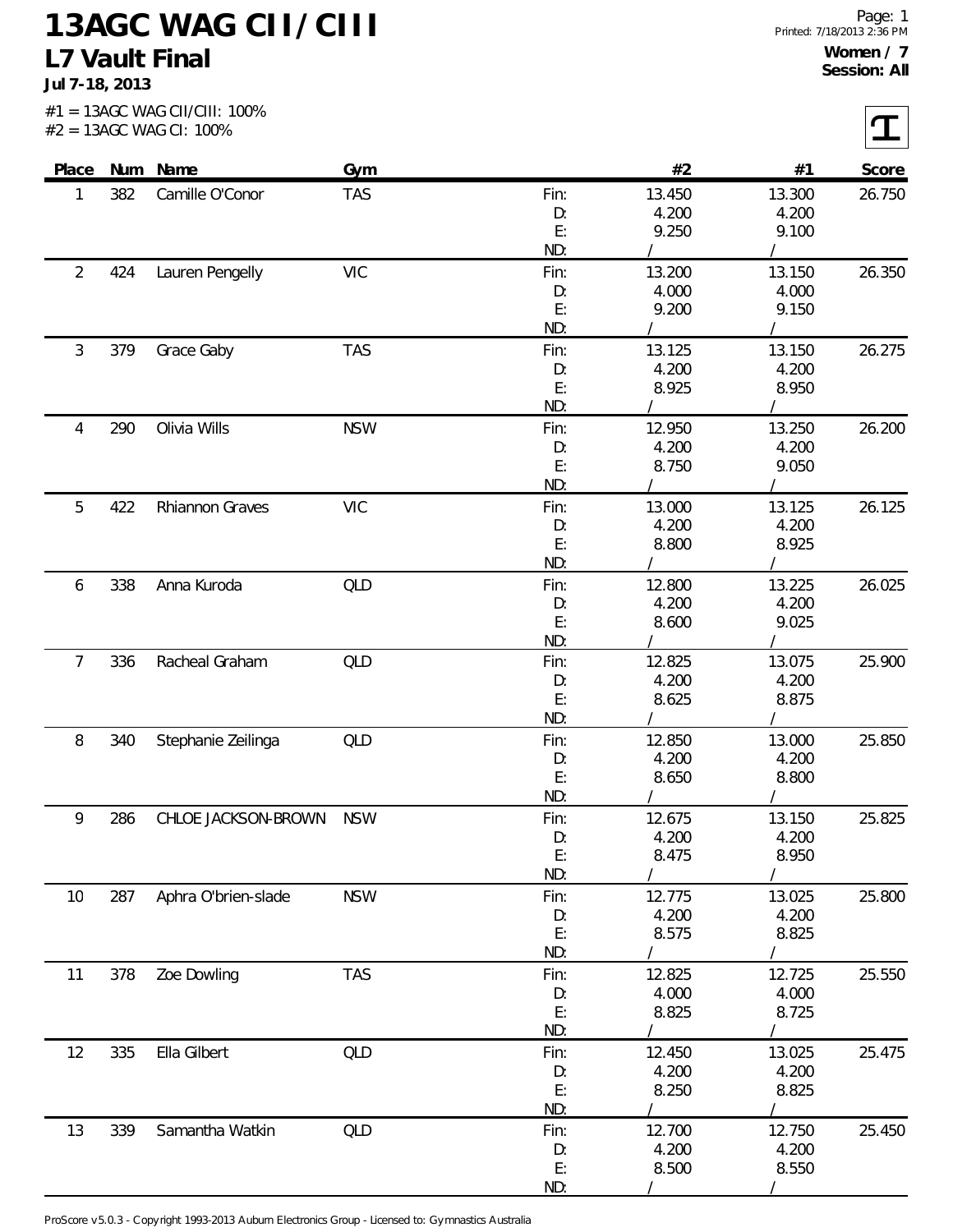# 13AGC WAG CII/CIII

## L7 Vault Final

**Jul 7-18, 2013**

Page: 1
Printed: 7/18/2013 2:36 PM

**Women / 7**
**Session: All**

#1 = 13AGC WAG CII/CIII: 100%
#2 = 13AGC WAG CI: 100%

| Place | Num | Name | Gym | | #2 | #1 | Score |
|---|---|---|---|---|---|---|---|
| 1 | 382 | Camille O'Conor | TAS | Fin: | 13.450 | 13.300 | 26.750 |
| | | | | D: | 4.200 | 4.200 | |
| | | | | E: | 9.250 | 9.100 | |
| | | | | ND: | / | / | |
| 2 | 424 | Lauren Pengelly | VIC | Fin: | 13.200 | 13.150 | 26.350 |
| | | | | D: | 4.000 | 4.000 | |
| | | | | E: | 9.200 | 9.150 | |
| | | | | ND: | / | / | |
| 3 | 379 | Grace Gaby | TAS | Fin: | 13.125 | 13.150 | 26.275 |
| | | | | D: | 4.200 | 4.200 | |
| | | | | E: | 8.925 | 8.950 | |
| | | | | ND: | / | / | |
| 4 | 290 | Olivia Wills | NSW | Fin: | 12.950 | 13.250 | 26.200 |
| | | | | D: | 4.200 | 4.200 | |
| | | | | E: | 8.750 | 9.050 | |
| | | | | ND: | / | / | |
| 5 | 422 | Rhiannon Graves | VIC | Fin: | 13.000 | 13.125 | 26.125 |
| | | | | D: | 4.200 | 4.200 | |
| | | | | E: | 8.800 | 8.925 | |
| | | | | ND: | / | / | |
| 6 | 338 | Anna Kuroda | QLD | Fin: | 12.800 | 13.225 | 26.025 |
| | | | | D: | 4.200 | 4.200 | |
| | | | | E: | 8.600 | 9.025 | |
| | | | | ND: | / | / | |
| 7 | 336 | Racheal Graham | QLD | Fin: | 12.825 | 13.075 | 25.900 |
| | | | | D: | 4.200 | 4.200 | |
| | | | | E: | 8.625 | 8.875 | |
| | | | | ND: | / | / | |
| 8 | 340 | Stephanie Zeilinga | QLD | Fin: | 12.850 | 13.000 | 25.850 |
| | | | | D: | 4.200 | 4.200 | |
| | | | | E: | 8.650 | 8.800 | |
| | | | | ND: | / | / | |
| 9 | 286 | CHLOE JACKSON-BROWN | NSW | Fin: | 12.675 | 13.150 | 25.825 |
| | | | | D: | 4.200 | 4.200 | |
| | | | | E: | 8.475 | 8.950 | |
| | | | | ND: | / | / | |
| 10 | 287 | Aphra O'brien-slade | NSW | Fin: | 12.775 | 13.025 | 25.800 |
| | | | | D: | 4.200 | 4.200 | |
| | | | | E: | 8.575 | 8.825 | |
| | | | | ND: | / | / | |
| 11 | 378 | Zoe Dowling | TAS | Fin: | 12.825 | 12.725 | 25.550 |
| | | | | D: | 4.000 | 4.000 | |
| | | | | E: | 8.825 | 8.725 | |
| | | | | ND: | / | / | |
| 12 | 335 | Ella Gilbert | QLD | Fin: | 12.450 | 13.025 | 25.475 |
| | | | | D: | 4.200 | 4.200 | |
| | | | | E: | 8.250 | 8.825 | |
| | | | | ND: | / | / | |
| 13 | 339 | Samantha Watkin | QLD | Fin: | 12.700 | 12.750 | 25.450 |
| | | | | D: | 4.200 | 4.200 | |
| | | | | E: | 8.500 | 8.550 | |
| | | | | ND: | / | / | |

ProScore v5.0.3 - Copyright 1993-2013 Auburn Electronics Group - Licensed to: Gymnastics Australia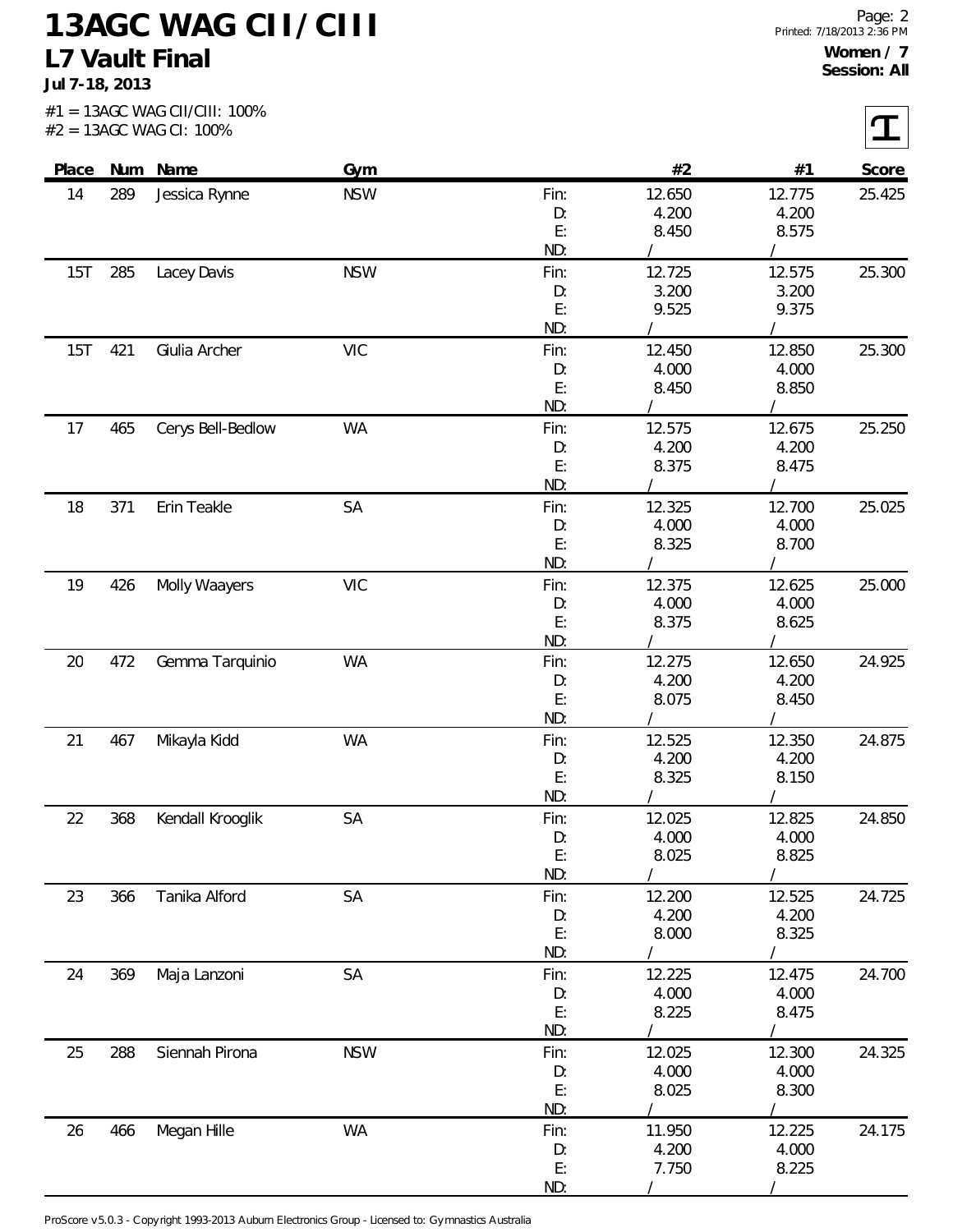# 13AGC WAG CII/CIII

## L7 Vault Final

**Jul 7-18, 2013**

**Women / 7**
**Session: All**

#1 = 13AGC WAG CII/CIII: 100%
#2 = 13AGC WAG CI: 100%

| Place | Num | Name | Gym | | #2 | #1 | Score |
|---|---|---|---|---|---|---|---|
| 14 | 289 | Jessica Rynne | NSW | Fin: | 12.650 | 12.775 | 25.425 |
| | | | | D: | 4.200 | 4.200 | |
| | | | | E: | 8.450 | 8.575 | |
| | | | | ND: | / | / | |
| 15T | 285 | Lacey Davis | NSW | Fin: | 12.725 | 12.575 | 25.300 |
| | | | | D: | 3.200 | 3.200 | |
| | | | | E: | 9.525 | 9.375 | |
| | | | | ND: | / | / | |
| 15T | 421 | Giulia Archer | VIC | Fin: | 12.450 | 12.850 | 25.300 |
| | | | | D: | 4.000 | 4.000 | |
| | | | | E: | 8.450 | 8.850 | |
| | | | | ND: | / | / | |
| 17 | 465 | Cerys Bell-Bedlow | WA | Fin: | 12.575 | 12.675 | 25.250 |
| | | | | D: | 4.200 | 4.200 | |
| | | | | E: | 8.375 | 8.475 | |
| | | | | ND: | / | / | |
| 18 | 371 | Erin Teakle | SA | Fin: | 12.325 | 12.700 | 25.025 |
| | | | | D: | 4.000 | 4.000 | |
| | | | | E: | 8.325 | 8.700 | |
| | | | | ND: | / | / | |
| 19 | 426 | Molly Waayers | VIC | Fin: | 12.375 | 12.625 | 25.000 |
| | | | | D: | 4.000 | 4.000 | |
| | | | | E: | 8.375 | 8.625 | |
| | | | | ND: | / | / | |
| 20 | 472 | Gemma Tarquinio | WA | Fin: | 12.275 | 12.650 | 24.925 |
| | | | | D: | 4.200 | 4.200 | |
| | | | | E: | 8.075 | 8.450 | |
| | | | | ND: | / | / | |
| 21 | 467 | Mikayla Kidd | WA | Fin: | 12.525 | 12.350 | 24.875 |
| | | | | D: | 4.200 | 4.200 | |
| | | | | E: | 8.325 | 8.150 | |
| | | | | ND: | / | / | |
| 22 | 368 | Kendall Krooglik | SA | Fin: | 12.025 | 12.825 | 24.850 |
| | | | | D: | 4.000 | 4.000 | |
| | | | | E: | 8.025 | 8.825 | |
| | | | | ND: | / | / | |
| 23 | 366 | Tanika Alford | SA | Fin: | 12.200 | 12.525 | 24.725 |
| | | | | D: | 4.200 | 4.200 | |
| | | | | E: | 8.000 | 8.325 | |
| | | | | ND: | / | / | |
| 24 | 369 | Maja Lanzoni | SA | Fin: | 12.225 | 12.475 | 24.700 |
| | | | | D: | 4.000 | 4.000 | |
| | | | | E: | 8.225 | 8.475 | |
| | | | | ND: | / | / | |
| 25 | 288 | Siennah Pirona | NSW | Fin: | 12.025 | 12.300 | 24.325 |
| | | | | D: | 4.000 | 4.000 | |
| | | | | E: | 8.025 | 8.300 | |
| | | | | ND: | / | / | |
| 26 | 466 | Megan Hille | WA | Fin: | 11.950 | 12.225 | 24.175 |
| | | | | D: | 4.200 | 4.000 | |
| | | | | E: | 7.750 | 8.225 | |
| | | | | ND: | / | / | |

ProScore v5.0.3 - Copyright 1993-2013 Auburn Electronics Group - Licensed to: Gymnastics Australia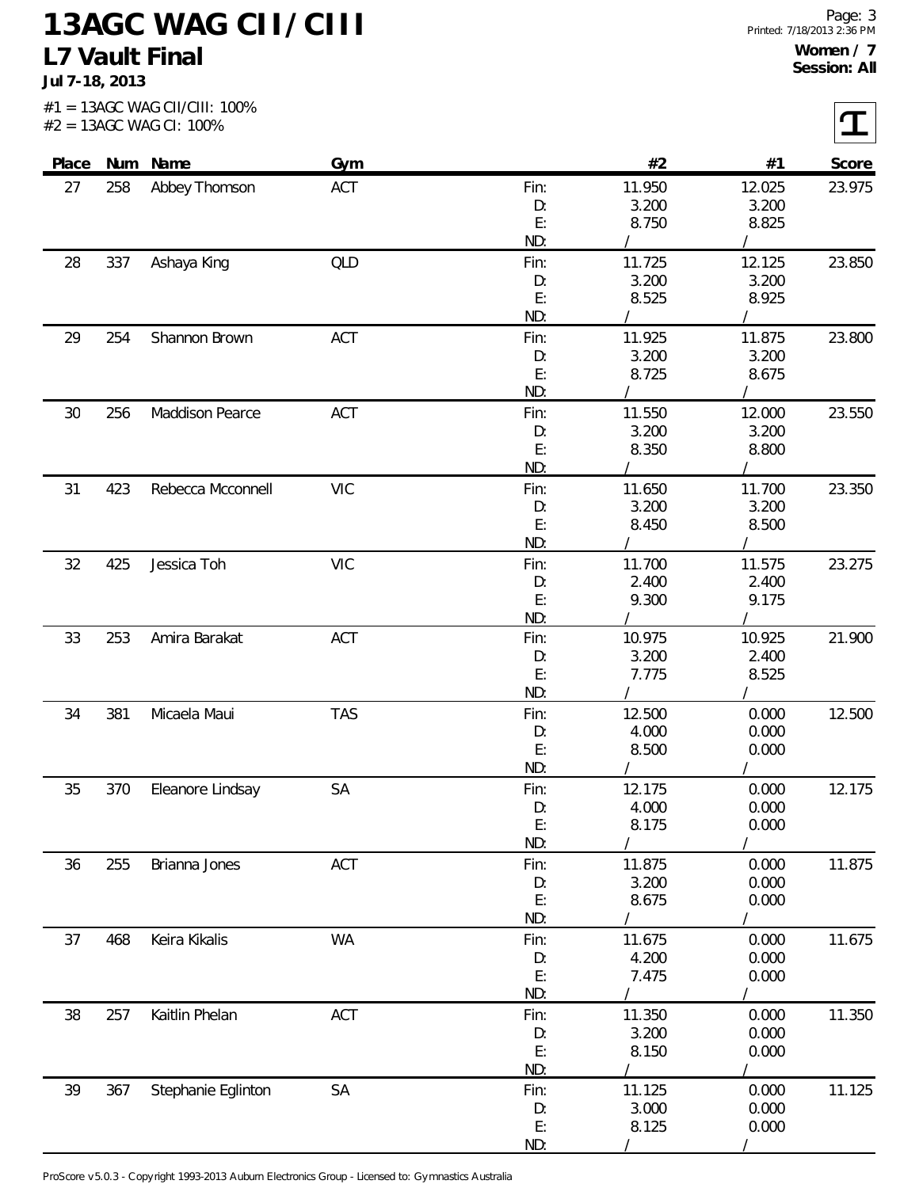# 13AGC WAG CII/CIII

## L7 Vault Final

**Jul 7-18, 2013**

**Women / 7**
**Session: All**

#1 = 13AGC WAG CII/CIII: 100%
#2 = 13AGC WAG CI: 100%

| Place | Num | Name | Gym | | #2 | #1 | Score |
|---|---|---|---|---|---|---|---|
| 27 | 258 | Abbey Thomson | ACT | Fin: | 11.950 | 12.025 | 23.975 |
| | | | | D: | 3.200 | 3.200 | |
| | | | | E: | 8.750 | 8.825 | |
| | | | | ND: | / | / | |
| 28 | 337 | Ashaya King | QLD | Fin: | 11.725 | 12.125 | 23.850 |
| | | | | D: | 3.200 | 3.200 | |
| | | | | E: | 8.525 | 8.925 | |
| | | | | ND: | / | / | |
| 29 | 254 | Shannon Brown | ACT | Fin: | 11.925 | 11.875 | 23.800 |
| | | | | D: | 3.200 | 3.200 | |
| | | | | E: | 8.725 | 8.675 | |
| | | | | ND: | / | / | |
| 30 | 256 | Maddison Pearce | ACT | Fin: | 11.550 | 12.000 | 23.550 |
| | | | | D: | 3.200 | 3.200 | |
| | | | | E: | 8.350 | 8.800 | |
| | | | | ND: | / | / | |
| 31 | 423 | Rebecca Mcconnell | VIC | Fin: | 11.650 | 11.700 | 23.350 |
| | | | | D: | 3.200 | 3.200 | |
| | | | | E: | 8.450 | 8.500 | |
| | | | | ND: | / | / | |
| 32 | 425 | Jessica Toh | VIC | Fin: | 11.700 | 11.575 | 23.275 |
| | | | | D: | 2.400 | 2.400 | |
| | | | | E: | 9.300 | 9.175 | |
| | | | | ND: | / | / | |
| 33 | 253 | Amira Barakat | ACT | Fin: | 10.975 | 10.925 | 21.900 |
| | | | | D: | 3.200 | 2.400 | |
| | | | | E: | 7.775 | 8.525 | |
| | | | | ND: | / | / | |
| 34 | 381 | Micaela Maui | TAS | Fin: | 12.500 | 0.000 | 12.500 |
| | | | | D: | 4.000 | 0.000 | |
| | | | | E: | 8.500 | 0.000 | |
| | | | | ND: | / | / | |
| 35 | 370 | Eleanore Lindsay | SA | Fin: | 12.175 | 0.000 | 12.175 |
| | | | | D: | 4.000 | 0.000 | |
| | | | | E: | 8.175 | 0.000 | |
| | | | | ND: | / | / | |
| 36 | 255 | Brianna Jones | ACT | Fin: | 11.875 | 0.000 | 11.875 |
| | | | | D: | 3.200 | 0.000 | |
| | | | | E: | 8.675 | 0.000 | |
| | | | | ND: | / | / | |
| 37 | 468 | Keira Kikalis | WA | Fin: | 11.675 | 0.000 | 11.675 |
| | | | | D: | 4.200 | 0.000 | |
| | | | | E: | 7.475 | 0.000 | |
| | | | | ND: | / | / | |
| 38 | 257 | Kaitlin Phelan | ACT | Fin: | 11.350 | 0.000 | 11.350 |
| | | | | D: | 3.200 | 0.000 | |
| | | | | E: | 8.150 | 0.000 | |
| | | | | ND: | / | / | |
| 39 | 367 | Stephanie Eglinton | SA | Fin: | 11.125 | 0.000 | 11.125 |
| | | | | D: | 3.000 | 0.000 | |
| | | | | E: | 8.125 | 0.000 | |
| | | | | ND: | / | / | |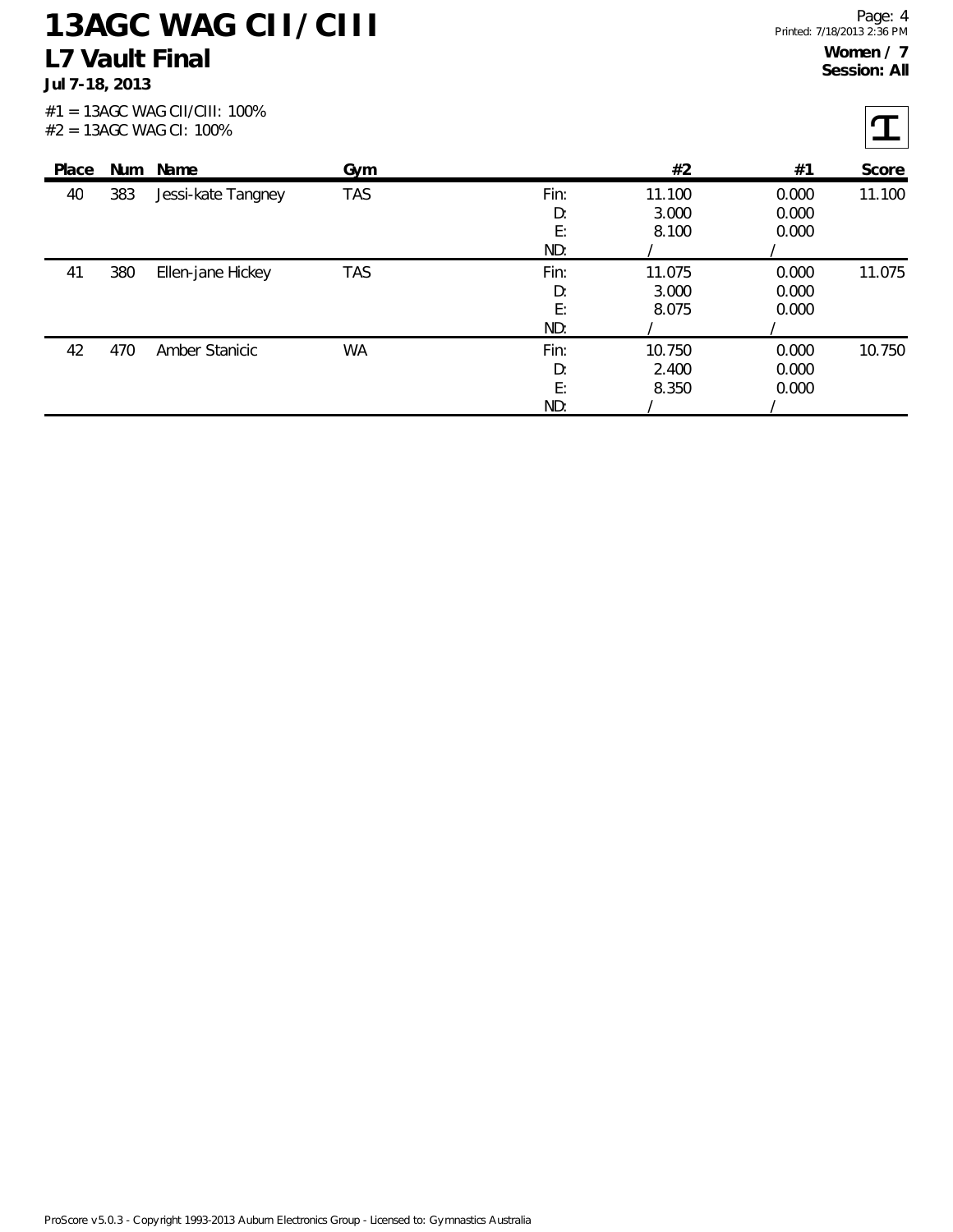# 13AGC WAG CII/CIII

## L7 Vault Final

**Jul 7-18, 2013**

**Women / 7**
**Session: All**

#1 = 13AGC WAG CII/CIII: 100%
#2 = 13AGC WAG CI: 100%

| Place | Num | Name | Gym | | #2 | #1 | Score |
|---|---|---|---|---|---|---|---|
| 40 | 383 | Jessi-kate Tangney | TAS | Fin: | 11.100 | 0.000 | 11.100 |
| | | | | D: | 3.000 | 0.000 | |
| | | | | E: | 8.100 | 0.000 | |
| | | | | ND: | / | / | |
| 41 | 380 | Ellen-jane Hickey | TAS | Fin: | 11.075 | 0.000 | 11.075 |
| | | | | D: | 3.000 | 0.000 | |
| | | | | E: | 8.075 | 0.000 | |
| | | | | ND: | / | / | |
| 42 | 470 | Amber Stanicic | WA | Fin: | 10.750 | 0.000 | 10.750 |
| | | | | D: | 2.400 | 0.000 | |
| | | | | E: | 8.350 | 0.000 | |
| | | | | ND: | / | / | |

ProScore v5.0.3 - Copyright 1993-2013 Auburn Electronics Group - Licensed to: Gymnastics Australia